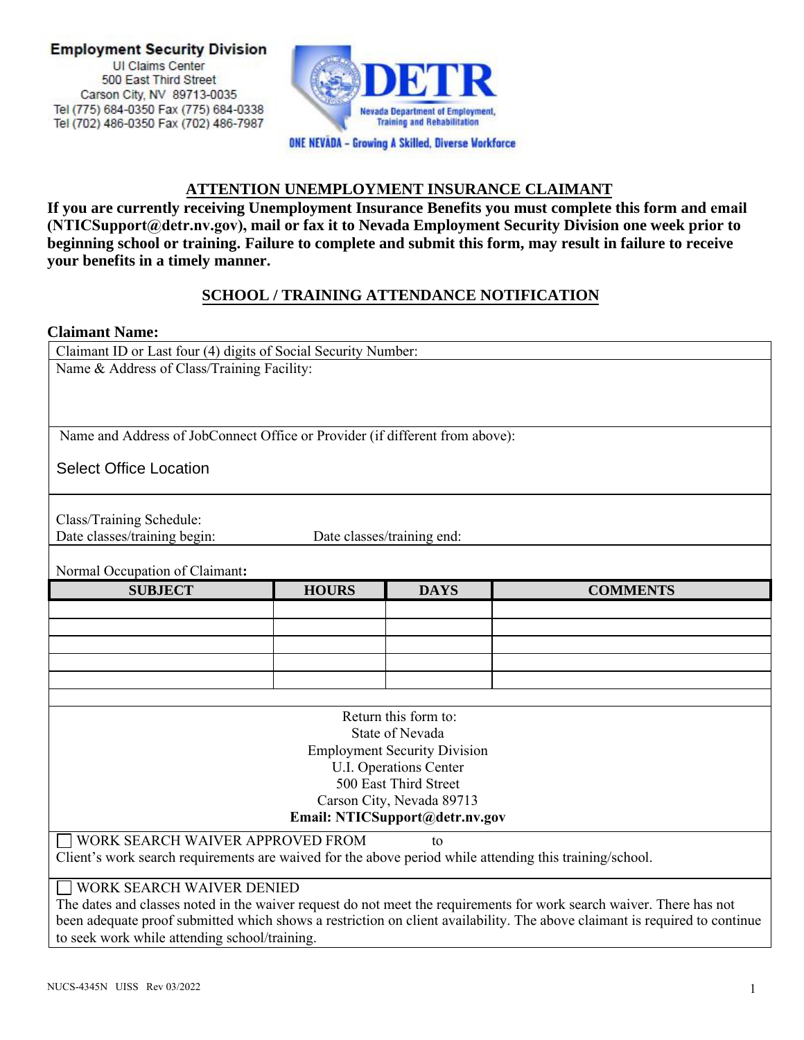**Employment Security Division**
UI Claims Center
500 East Third Street
Carson City, NV 89713-0035
Tel (775) 684-0350 Fax (775) 684-0338
Tel (702) 486-0350 Fax (702) 486-7987

**DETR**
Nevada Department of Employment, Training and Rehabilitation
ONE NEVADA – Growing A Skilled, Diverse Workforce

## ATTENTION UNEMPLOYMENT INSURANCE CLAIMANT

**If you are currently receiving Unemployment Insurance Benefits you must complete this form and email (NTICSupport@detr.nv.gov), mail or fax it to Nevada Employment Security Division one week prior to beginning school or training. Failure to complete and submit this form, may result in failure to receive your benefits in a timely manner.**

## SCHOOL / TRAINING ATTENDANCE NOTIFICATION

**Claimant Name:**

Claimant ID or Last four (4) digits of Social Security Number:

Name & Address of Class/Training Facility:

Name and Address of JobConnect Office or Provider (if different from above):

Select Office Location

Class/Training Schedule:
Date classes/training begin: Date classes/training end:

Normal Occupation of Claimant**:**

| SUBJECT | HOURS | DAYS | COMMENTS |
|---|---|---|---|
| | | | |
| | | | |
| | | | |
| | | | |
| | | | |

Return this form to:
State of Nevada
Employment Security Division
U.I. Operations Center
500 East Third Street
Carson City, Nevada 89713
**Email: NTICSupport@detr.nv.gov**

☐ WORK SEARCH WAIVER APPROVED FROM to
Client's work search requirements are waived for the above period while attending this training/school.

☐ WORK SEARCH WAIVER DENIED
The dates and classes noted in the waiver request do not meet the requirements for work search waiver. There has not been adequate proof submitted which shows a restriction on client availability. The above claimant is required to continue to seek work while attending school/training.

NUCS-4345N UISS Rev 03/2022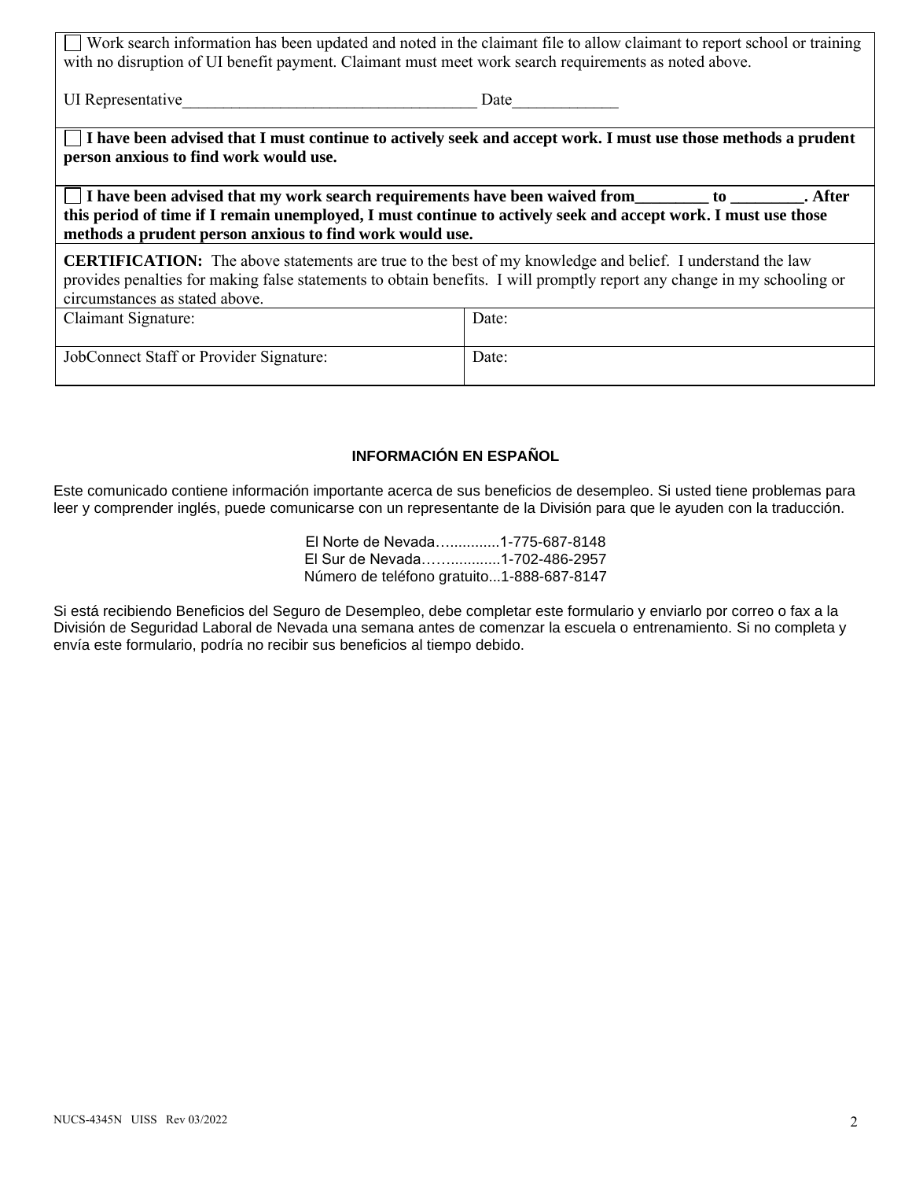☐ Work search information has been updated and noted in the claimant file to allow claimant to report school or training with no disruption of UI benefit payment. Claimant must meet work search requirements as noted above.

UI Representative____________________________________ Date_____________

☐ **I have been advised that I must continue to actively seek and accept work. I must use those methods a prudent person anxious to find work would use.**

☐ **I have been advised that my work search requirements have been waived from_________ to _________. After this period of time if I remain unemployed, I must continue to actively seek and accept work. I must use those methods a prudent person anxious to find work would use.**

**CERTIFICATION:** The above statements are true to the best of my knowledge and belief. I understand the law provides penalties for making false statements to obtain benefits. I will promptly report any change in my schooling or circumstances as stated above.

| | |
|---|---|
| Claimant Signature: | Date: |
| JobConnect Staff or Provider Signature: | Date: |

## INFORMACIÓN EN ESPAÑOL

Este comunicado contiene información importante acerca de sus beneficios de desempleo. Si usted tiene problemas para leer y comprender inglés, puede comunicarse con un representante de la División para que le ayuden con la traducción.

El Norte de Nevada…............1-775-687-8148
El Sur de Nevada……............1-702-486-2957
Número de teléfono gratuito...1-888-687-8147

Si está recibiendo Beneficios del Seguro de Desempleo, debe completar este formulario y enviarlo por correo o fax a la División de Seguridad Laboral de Nevada una semana antes de comenzar la escuela o entrenamiento. Si no completa y envía este formulario, podría no recibir sus beneficios al tiempo debido.

NUCS-4345N UISS Rev 03/2022